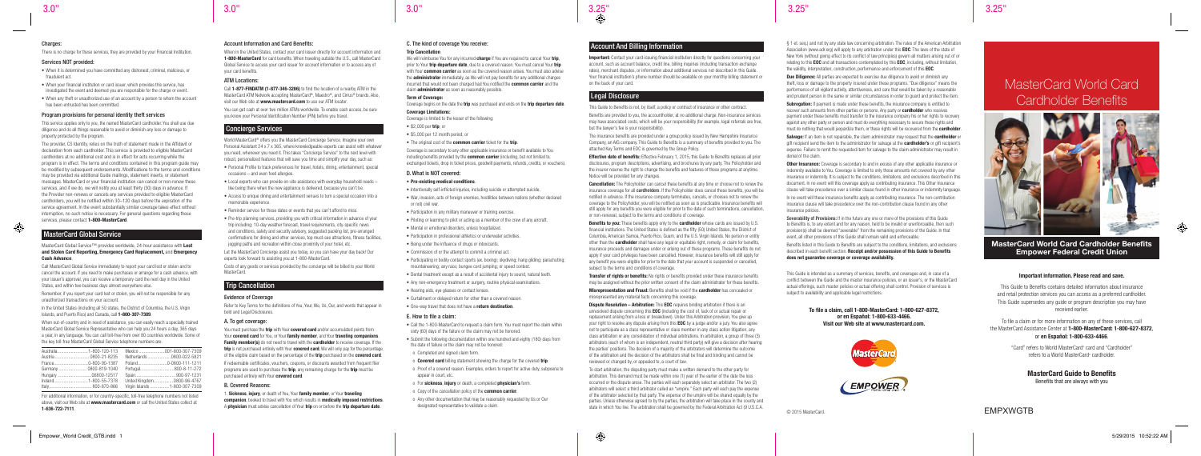### Charges:

There is no charge for these services, they are provided by your Financial Institution.

### Services NOT provided:

- When it is determined you have committed any dishonest, criminal, malicious, or fraudulent act.
- When your financial institution or card issuer, which provides this service, has investigated the event and deemed you are responsible for the charge or event.
- When any theft or unauthorized use of an account by a person to whom the account has been entrusted has been committed.

### Program provisions for personal identity theft services

This service applies only to you, the named MasterCard cardholder. You shall use due diligence and do all things reasonable to avoid or diminish any loss or damage to property protected by the program.

The provider, CS Identity, relies on the truth of statement made in the Affidavit or declaration from each cardholder. This service is provided to eligible MasterCard cardholders at no additional cost and is in effect for acts occurring while the program is in effect. The terms and conditions contained in this program guide may be modified by subsequent endorsements. Modifications to the terms and conditions may be provided via additional Guide mailings, statement inserts, or statement messages. MasterCard or your financial institution can cancel or non-renew these services, and if we do, we will notify you at least thirty (30) days in advance. If the Provider non-renews or cancels any services provided to eligible MasterCard cardholders, you will be notified within 30–120 days before the expiration of the service agreement. In the event substantially similar coverage takes effect without interruption, no such notice is necessary. For general questions regarding these services, please contact **1-800-MasterCard**.

## MasterCard Global Service

MasterCard Global Service™ provides worldwide, 24-hour assistance with **Lost and Stolen Card Reporting, Emergency Card Replacement,** and **Emergency Cash Advance**.

Call MasterCard Global Service immediately to report your card lost or stolen and to cancel the account. If you need to make purchases or arrange for a cash advance, with your issuer's approval, you can receive a temporary card the next day in the United States, and within two business days almost everywhere else.

Remember, if you report your card lost or stolen, you will not be responsible for any unauthorized transactions on your account.

In the United States (including all 50 states, the District of Columbia, the U.S. Virgin Islands, and Puerto Rico) and Canada, call **1-800-307-7309**.

When out-of-country and in need of assistance, you can easily reach a specially trained MasterCard Global Service Representative who can help you 24 hours a day, 365 days a year, in any language. You can call toll-free from over 80 countries worldwide. Some of the key toll-free MasterCard Global Service telephone numbers are:

| | | | |
|---|---|---|---|
| Australia | 1-800-120-113 | Mexico | 001-800-307-7309 |
| Austria | 0800-21-8235 | Netherlands | 0800-022-5821 |
| France | 0-800-90-1387 | Poland | 0-0800-111-1211 |
| Germany | 0800-819-1040 | Portugal | 800-8-11-272 |
| Hungary | 06800-12517 | Spain | 900-97-1231 |
| Ireland | 1-800-55-7378 | United Kingdom | 0800-96-4767 |
| Italy | 800-870-866 | Virgin Islands | 1-800-307-7309 |

For additional information, or for country-specific, toll-free telephone numbers not listed above, visit our Web site at **www.mastercard.com** or call the United States collect at **1-636-722-7111**.

### Account Information and Card Benefits:

When in the United States, contact your card issuer directly for account information and **1-800-MasterCard** for card benefits. When traveling outside the U.S., call MasterCard Global Service to access your card issuer for account information or to access any of your card benefits.

### ATM Locations:

Call **1-877-FINDATM (1-877-346-3286)** to find the location of a nearby ATM in the MasterCard ATM Network accepting MasterCard®, Maestro®, and Cirrus® brands. Also, visit our Web site at **www.mastercard.com** to use our ATM locator.

You can get cash at over two million ATMs worldwide. To enable cash access, be sure you know your Personal Identification Number (PIN) before you travel.

## Concierge Services

World MasterCard® offers you the MasterCard Concierge Service. Imagine your own Personal Assistant 24 x 7 x 365, where knowledgeable experts can assist with whatever you need, whenever you need it. This takes "Concierge Service" to the next level with robust, personalized features that will save you time and simplify your day, such as:

- Personal Profile to track preferences for travel, hotels, dining, entertainment, special occasions – and even food allergies.
- Local experts who can provide on-site assistance with everyday household needs – like being there when the cable repairman is scheduled, because you can't be.
- Access to unique dining and entertainment venues to turn a special occasion into a memorable experience.
- Reminder service for those dates or events that you can't afford to miss.
- Pre-trip planning services, providing you with critical information in advance of your trip including: 10-day weather forecast, travel requirements, city-specific news and conditions, safety and security advisory, suggested packing list, pre-arranged confirmations for dining and other services, top must-see attractions, fitness facilities, jogging paths and recreation within close proximity of your hotel, etc.

Let the MasterCard Concierge assist you today, so you can have your day back! Our experts look forward to assisting you at 1-800-MasterCard.

Costs of any goods or services provided by the concierge will be billed to your World MasterCard.

## Trip Cancellation

### Evidence of Coverage

Refer to Key Terms for the definitions of You, Your, We, Us, Our, and words that appear in bold and Legal Disclosures.

### A. To get coverage:

You must purchase the **trip** with Your **covered card** and/or accumulated points from Your **covered card** for You, or Your **family member**, and Your **traveling companions**. **Family member(s)** do not need to travel with the **cardholder** to receive coverage. If the **trip** is not purchased entirely with Your **covered card**, We will only pay for the percentage of the eligible claim based on the percentage of the **trip** purchased on the **covered card**.

If redeemable certificates, vouchers, coupons, or discounts awarded from frequent flier programs are used to purchase the **trip**, any remaining charge for the **trip** must be purchased entirely with Your **covered card**.

### B. Covered Reasons:

1. **Sickness**, **injury**, or death of You, Your **family member**, or Your **traveling companions**, booked to travel with You which results in **medically imposed restrictions**. A **physician** must advise cancellation of Your **trip** on or before the **trip departure date**.

### C. The kind of coverage You receive:

#### Trip Cancellation

We will reimburse You for any incurred **charge** if You are required to cancel Your **trip**, prior to Your **trip departure date**, due to a covered reason. You must cancel Your **trip** with Your **common carrier** as soon as the covered reason arises. You must also advise the **administrator** immediately, as We will not pay benefits for any additional charges incurred that would not been charged had You notified the **common carrier** and the claim **administrator** as soon as reasonably possible.

#### Term of Coverage:

Coverage begins on the date the **trip** was purchased and ends on the **trip departure date**.

#### Coverage Limitations:

Coverage is limited to the lesser of the following:

- $2,000 per **trip**; or
- $5,000 per 12 month period; or
- The original cost of the **common carrier** ticket for the **trip**.

Coverage is secondary to any other applicable insurance or benefit available to You including benefits provided by the **common carrier** (including, but not limited to, exchanged tickets, drop in travel prices, goodwill payments, refunds, credits, or vouchers).

### D. What is NOT covered:

- **Pre-existing medical conditions**.
- Intentionally self-inflicted injury, including suicide or attempted suicide.
- War, invasion, acts of foreign enemies, hostilities between nations (whether declared or not) civil war.
- Participation in any military maneuver or training exercise.
- Piloting or learning to pilot or acting as a member of the crew of any aircraft.
- Mental or emotional disorders, unless hospitalized.
- Participation in professional athletics or underwater activities.
- Being under the influence of drugs or intoxicants.
- Commission of or the attempt to commit a criminal act.
- Participating in bodily contact sports (ex. boxing); skydiving; hang gliding; parachuting; mountaineering; any race; bungee cord jumping; or speed contest.
- Dental treatment except as a result of accidental injury to sound, natural teeth.
- Any non-emergency treatment or surgery, routine physical examinations.
- Hearing aids, eye glasses or contact lenses.
- Curtailment or delayed return for other than a covered reason.
- One-way travel that does not have a **return destination**.

### E. How to file a claim:

- Call the 1-800-MasterCard to request a claim form. You must report the claim within sixty (60) days of the failure or the claim may not be honored.
- Submit the following documentation within one hundred and eighty (180) days from the date of failure or the claim may not be honored:
  - o Completed and signed claim form.
  - o **Covered card** billing statement showing the charge for the covered **trip**.
  - o Proof of a covered reason. Examples, orders to report for active duty, subpoena to appear in court, etc.
  - o For **sickness**, **injury** or death, a completed **physician's** form.
  - o Copy of the cancellation policy of the **common carrier**.
  - o Any other documentation that may be reasonably requested by Us or Our designated representative to validate a claim.

## Account And Billing Information

**Important:** Contact your card-issuing financial institution directly for questions concerning your account, such as account balance, credit line, billing inquiries (including transaction exchange rates), merchant disputes, or information about additional services not described in this Guide. Your financial institution's phone number should be available on your monthly billing statement or on the back of your card.

## Legal Disclosure

This Guide to Benefits is not, by itself, a policy or contract of insurance or other contract.

Benefits are provided to you, the accountholder, at no additional charge. Non-insurance services may have associated costs, which will be your responsibility (for example, legal referrals are free, but the lawyer's fee is your responsibility).

The insurance benefits are provided under a group policy issued by New Hampshire Insurance Company, an AIG company. This Guide to Benefits is a summary of benefits provided to you. The attached Key Terms and EOC is governed by the Group Policy.

**Effective date of benefits:** Effective February 1, 2015, this Guide to Benefits replaces all prior disclosures, program descriptions, advertising, and brochures by any party. The Policyholder and the insurer reserve the right to change the benefits and features of these programs at anytime. Notice will be provided for any changes.

**Cancellation:** The Policyholder can cancel these benefits at any time or choose not to renew the insurance coverage for all **cardholders**. If the Policyholder does cancel these benefits, you will be notified in advance. If the insurance company terminates, cancels, or chooses not to renew the coverage to the Policyholder, you will be notified as soon as is practicable. Insurance benefits will still apply for any benefits you were eligible for prior to the date of such terminations, cancellation, or non-renewal, subject to the terms and conditions of coverage.

**Benefits to you:** These benefits apply only to the **cardholder** whose cards are issued by U.S. financial institutions. The United States is defined as the fifty (50) United States, the District of Columbia, American Samoa, Puerto Rico, Guam, and the U.S. Virgin Islands. No person or entity other than the **cardholder** shall have any legal or equitable right, remedy, or claim for benefits, insurance proceeds and damages under or arising out of these programs. These benefits do not apply if your card privileges have been cancelled. However, insurance benefits will still apply for any benefit you were eligible for prior to the date that your account is suspended or cancelled, subject to the terms and conditions of coverage.

**Transfer of rights or benefits:** No rights or benefits provided under these insurance benefits may be assigned without the prior written consent of the claim administrator for these benefits.

**Misrepresentation and Fraud:** Benefits shall be void if the **cardholder** has concealed or misrepresented any material facts concerning this coverage.

**Dispute Resolution – Arbitration:** This **EOC** requires binding arbitration if there is an unresolved dispute concerning this **EOC** (including the cost of, lack of or actual repair or replacement arising from a loss or breakdown). Under this Arbitration provision, You give up your right to resolve any dispute arising from this **EOC** by a judge and/or a jury. You also agree not to participate as a class representative or class member in any class action litigation, any class arbitration or any consolidation of individual arbitrations. In arbitration, a group of three (3) arbitrators (each of whom is an independent, neutral third party) will give a decision after hearing the parties' positions. The decision of a majority of the arbitrators will determine the outcome of the arbitration and the decision of the arbitrators shall be final and binding and cannot be reviewed or changed by, or appealed to, a court of law.

To start arbitration, the disputing party must make a written demand to the other party for arbitration. This demand must be made within one (1) year of the earlier of the date the loss occurred or the dispute arose. The parties will each separately select an arbitrator. The two (2) arbitrators will select a third arbitrator called an "umpire." Each party will each pay the expense of the arbitrator selected by that party. The expense of the umpire will be shared equally by the parties. Unless otherwise agreed to by the parties, the arbitration will take place in the county and state in which You live. The arbitration shall be governed by the Federal Arbitration Act (9 U.S.C.A. § 1 et. seq.) and not by any state law concerning arbitration. The rules of the American Arbitration Association (www.adr.org) will apply to any arbitration under this **EOC**. The laws of the state of New York (without giving effect to its conflict of law principles) govern all matters arising out of or relating to this **EOC** and all transactions contemplated by this **EOC**, including, without limitation, the validity, interpretation, construction, performance and enforcement of this **EOC**.

**Due Diligence:** All parties are expected to exercise due diligence to avoid or diminish any theft, loss or damage to the property insured under these programs. "Due diligence" means the performance of all vigilant activity, attentiveness, and care that would be taken by a reasonable and prudent person in the same or similar circumstances in order to guard and protect the item.

**Subrogation:** If payment is made under these benefits, the insurance company is entitled to recover such amounts from other parties or persons. Any party or **cardholder** who receives payment under these benefits must transfer to the insurance company his or her rights to recovery against any other party or person and must do everything necessary to secure these rights and must do nothing that would jeopardize them, or these rights will be recovered from the **cardholder**.

**Salvage:** If an item is not repairable, the claim administrator may request that the **cardholder** or gift recipient send the item to the administrator for salvage at the **cardholder's** or gift recipient's expense. Failure to remit the requested item for salvage to the claim administrator may result in denial of the claim.

**Other Insurance:** Coverage is secondary to and in excess of any other applicable insurance or indemnity available to You. Coverage is limited to only those amounts not covered by any other insurance or indemnity. It is subject to the conditions, limitations, and exclusions described in this document. In no event will this coverage apply as contributing insurance. This Other Insurance clause will take precedence over a similar clause found in other insurance or indemnity language.

In no event will these insurance benefits apply as contributing insurance. The non-contribution insurance clause will take precedence over the non-contribution clause found in any other insurance policies.

**Severability of Provisions:** If in the future any one or more of the provisions of this Guide to Benefits is, to any extent and for any reason, held to be invalid or unenforceable, then such provision(s) shall be deemed "severable" from the remaining provisions of the Guide. In that event, all other provisions of this Guide shall remain valid and enforceable.

Benefits listed in this Guide to Benefits are subject to the conditions, limitations, and exclusions described in each benefit section. **Receipt and/or possession of this Guide to Benefits does not guarantee coverage or coverage availability.**

This Guide is intended as a summary of services, benefits, and coverages and, in case of a conflict between the Guide and the master insurance policies, or an issuer's, or the MasterCard actual offerings, such master policies or actual offering shall control. Provision of services is subject to availability and applicable legal restrictions.

**To file a claim, call 1-800-MasterCard: 1-800-627-8372, or en Español: 1-800-633-4466. Visit our Web site at www.mastercard.com.**

© 2015 MasterCard.

# MasterCard World Card Cardholder Benefits

## MasterCard World Cardholder Benefits Empower Federal Credit Union

**Important information. Please read and save.**

This Guide to Benefits contains detailed information about insurance and retail protection services you can access as a preferred cardholder. This Guide supersedes any guide or program description you may have received earlier.

To file a claim or for more information on any of these services, call the MasterCard Assistance Center at **1-800-MasterCard: 1-800-627-8372,** or **en Español: 1-800-633-4466.**

"Card" refers to World MasterCard® card and "Cardholder" refers to a World MasterCard® cardholder.

**MasterCard Global Service**

Benefits that are always with you

EMPXWGTB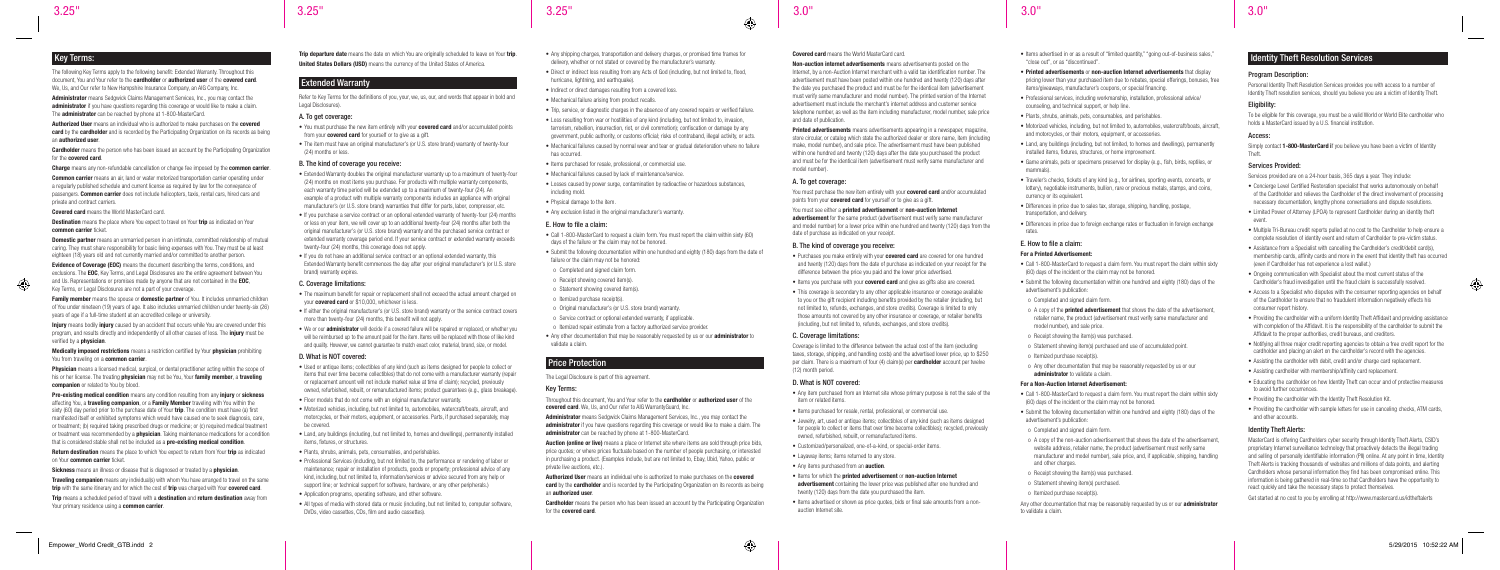## Key Terms:

The following Key Terms apply to the following benefit: Extended Warranty. Throughout this document, You and Your refer to the **cardholder** or **authorized user** of the **covered card**. We, Us, and Our refer to New Hampshire Insurance Company, an AIG Company, Inc.

**Administrator** means Sedgwick Claims Management Services, Inc., you may contact the **administrator** if you have questions regarding this coverage or would like to make a claim. The **administrator** can be reached by phone at 1-800-MasterCard.

**Authorized User** means an individual who is authorized to make purchases on the **covered card** by the **cardholder** and is recorded by the Participating Organization on its records as being an **authorized user**.

**Cardholder** means the person who has been issued an account by the Participating Organization for the **covered card**.

**Charge** means any non-refundable cancellation or change fee imposed by the **common carrier**.

**Common carrier** means an air, land or water motorized transportation carrier operating under a regularly published schedule and current license as required by law for the conveyance of passengers. **Common carrier** does not include helicopters, taxis, rental cars, hired cars and private and contract carriers.

**Covered card** means the World MasterCard card.

**Destination** means the place where You expect to travel on Your **trip** as indicated on Your **common carrier** ticket.

**Domestic partner** means an unmarried person in an intimate, committed relationship of mutual caring. They must share responsibility for basic living expenses with You. They must be at least eighteen (18) years old and not currently married and/or committed to another person.

**Evidence of Coverage (EOC)** means the document describing the terms, conditions, and exclusions. The **EOC**, Key Terms, and Legal Disclosures are the entire agreement between You and Us. Representations or promises made by anyone that are not contained in the **EOC**, Key Terms, or Legal Disclosures are not a part of your coverage.

**Family member** means the spouse or **domestic partner** of You. It includes unmarried children of You under nineteen (19) years of age. It also includes unmarried children under twenty-six (26) years of age if a full-time student at an accredited college or university.

**Injury** means bodily **injury** caused by an accident that occurs while You are covered under this program, and results directly and independently of all other causes of loss. The **injury** must be verified by a **physician**.

**Medically imposed restrictions** means a restriction certified by Your **physician** prohibiting You from traveling on a **common carrier**.

**Physician** means a licensed medical, surgical, or dental practitioner acting within the scope of his or her license. The treating **physician** may not be You, Your **family member**, a **traveling companion** or related to You by blood.

**Pre-existing medical condition** means any condition resulting from any **injury** or **sickness** affecting You, a **traveling companion**, or a **Family Member** traveling with You within the sixty (60) day period prior to the purchase date of Your **trip**. The condition must have (a) first manifested itself or exhibited symptoms which would have caused one to seek diagnosis, care, or treatment; (b) required taking prescribed drugs or medicine; or (c) required medical treatment or treatment was recommended by a **physician**. Taking maintenance medications for a condition that is considered stable shall not be included as a **pre-existing medical condition**.

**Return destination** means the place to which You expect to return from Your **trip** as indicated on Your **common carrier** ticket.

**Sickness** means an illness or disease that is diagnosed or treated by a **physician**.

**Traveling companion** means any individual(s) with whom You have arranged to travel on the same **trip** with the same itinerary and for which the cost of **trip** was charged with Your **covered card**.

**Trip** means a scheduled period of travel with a **destination** and **return destination** away from Your primary residence using a **common carrier**.

**Trip departure date** means the date on which You are originally scheduled to leave on Your **trip**.

**United States Dollars (USD)** means the currency of the United States of America.

## Extended Warranty

Refer to Key Terms for the definitions of you, your, we, us, our, and words that appear in bold and Legal Disclosures).

### A. To get coverage:

- You must purchase the new item entirely with your **covered card** and/or accumulated points from your **covered card** for yourself or to give as a gift.
- The item must have an original manufacturer's (or U.S. store brand) warranty of twenty-four (24) months or less.

### B. The kind of coverage you receive:

- Extended Warranty doubles the original manufacturer warranty up to a maximum of twenty-four (24) months on most items you purchase. For products with multiple warranty components, each warranty time period will be extended up to a maximum of twenty-four (24). An example of a product with multiple warranty components includes an appliance with original manufacturer's (or U.S. store brand) warranties that differ for parts, labor, compressor, etc.
- If you purchase a service contract or an optional extended warranty of twenty-four (24) months or less on your item, we will cover up to an additional twenty-four (24) months after both the original manufacturer's (or U.S. store brand) warranty and the purchased service contract or extended warranty coverage period end. If your service contract or extended warranty exceeds twenty-four (24) months, this coverage does not apply.
- If you do not have an additional service contract or an optional extended warranty, this Extended Warranty benefit commences the day after your original manufacturer's (or U.S. store brand) warranty expires.

### C. Coverage limitations:

- The maximum benefit for repair or replacement shall not exceed the actual amount charged on your **covered card** or $10,000, whichever is less.
- If either the original manufacturer's (or U.S. store brand) warranty or the service contract covers more than twenty-four (24) months, this benefit will not apply.
- We or our **administrator** will decide if a covered failure will be repaired or replaced, or whether you will be reimbursed up to the amount paid for the item. Items will be replaced with those of like kind and quality. However, we cannot guarantee to match exact color, material, brand, size, or model.

### D. What is NOT covered:

- Used or antique items; collectibles of any kind (such as items designed for people to collect or items that over time become collectibles) that do not come with a manufacturer warranty (repair or replacement amount will not include market value at time of claim); recycled, previously owned, refurbished, rebuilt, or remanufactured items; product guarantees (e.g., glass breakage).
- Floor models that do not come with an original manufacturer warranty.
- Motorized vehicles, including, but not limited to, automobiles, watercraft/boats, aircraft, and motorcycles, or their motors, equipment, or accessories. Parts, if purchased separately, may be covered.
- Land, any buildings (including, but not limited to, homes and dwellings), permanently installed items, fixtures, or structures.
- Plants, shrubs, animals, pets, consumables, and perishables.
- Professional Services (including, but not limited to, the performance or rendering of labor or maintenance; repair or installation of products, goods or property; professional advice of any kind, including, but not limited to, information/services or advice secured from any help or support line; or technical support for software, hardware, or any other peripherals.)
- Application programs, operating software, and other software.
- All types of media with stored data or music (including, but not limited to, computer software, DVDs, video cassettes, CDs, film and audio cassettes).
- Any shipping charges, transportation and delivery charges, or promised time frames for delivery, whether or not stated or covered by the manufacturer's warranty.
- Direct or indirect loss resulting from any Acts of God (including, but not limited to, flood, hurricane, lightning, and earthquake).
- Indirect or direct damages resulting from a covered loss.
- Mechanical failures arising from product recalls.
- Trip, service, or diagnostic charges in the absence of any covered repairs or verified failure.
- Loss resulting from war or hostilities of any kind (including, but not limited to, invasion, terrorism, rebellion, insurrection, riot, or civil commotion); confiscation or damage by any government, public authority, or customs official; risks of contraband; illegal activity, or acts.
- Mechanical failures caused by normal wear and tear or gradual deterioration where no failure has occurred.
- Items purchased for resale, professional, or commercial use.
- Mechanical failures caused by lack of maintenance/service.
- Losses caused by power surge, contamination by radioactive or hazardous substances, including mold.
- Physical damage to the item.
- Any exclusion listed in the original manufacturer's warranty.

### E. How to file a claim:

- Call 1-800-MasterCard to request a claim form. You must report the claim within sixty (60) days of the failure or the claim may not be honored.
- Submit the following documentation within one hundred and eighty (180) days from the date of failure or the claim may not be honored:
  - o Completed and signed claim form.
  - o Receipt showing covered item(s).
  - o Statement showing covered item(s).
  - o Itemized purchase receipt(s).
  - o Original manufacturer's (or U.S. store brand) warranty.
  - o Service contract or optional extended warranty, if applicable.
  - o Itemized repair estimate from a factory authorized service provider.
- Any other documentation that may be reasonably requested by us or our **administrator** to validate a claim.

## Price Protection

The Legal Disclosure is part of this agreement.

### Key Terms:

Throughout this document, You and Your refer to the **cardholder** or **authorized user** of the **covered card**. We, Us, and Our refer to AIG WarrantyGuard, Inc.

**Administrator** means Sedgwick Claims Management Services, Inc., you may contact the **administrator** if you have questions regarding this coverage or would like to make a claim. The **administrator** can be reached by phone at 1-800-MasterCard.

**Auction (online or live)** means a place or Internet site where items are sold through price bids, price quotes, or where prices fluctuate based on the number of people purchasing, or interested in purchasing a product. (Examples include, but are not limited to, Ebay, Ubid, Yahoo, public or private live auctions, etc.).

**Authorized User** means an individual who is authorized to make purchases on the **covered card** by the **cardholder** and is recorded by the Participating Organization on its records as being an **authorized user**.

**Cardholder** means the person who has been issued an account by the Participating Organization for the **covered card**.

**Covered card** means the World MasterCard card.

**Non-auction internet advertisements** means advertisements posted on the Internet, by a non-Auction Internet merchant with a valid tax identification number. The advertisement must have been posted within one hundred and twenty (120) days after the date you purchased the product and must be for the identical item (advertisement must verify same manufacturer and model number). The printed version of the Internet advertisement must include the merchant's internet address and customer service telephone number, as well as the item including manufacturer, model number, sale price and date of publication.

**Printed advertisements** means advertisements appearing in a newspaper, magazine, store circular, or catalog which state the authorized dealer or store name, item (including make, model number), and sale price. The advertisement must have been published within one hundred and twenty (120) days after the date you purchased the product and must be for the identical item (advertisement must verify same manufacturer and model number).

### A. To get coverage:

You must purchase the new item entirely with your **covered card** and/or accumulated points from your **covered card** for yourself or to give as a gift.

You must see either a **printed advertisement** or **non-auction Internet advertisement** for the same product (advertisement must verify same manufacturer and model number) for a lower price within one hundred and twenty (120) days from the date of purchase as indicated on your receipt.

### B. The kind of coverage you receive:

- Purchases you make entirely with your **covered card** are covered for one hundred and twenty (120) days from the date of purchase as indicated on your receipt for the difference between the price you paid and the lower price advertised.
- Items you purchase with your **covered card** and give as gifts also are covered.
- This coverage is secondary to any other applicable insurance or coverage available to you or the gift recipient including benefits provided by the retailer (including, but not limited to, refunds, exchanges, and store credits). Coverage is limited to only those amounts not covered by any other insurance or coverage, or retailer benefits (including, but not limited to, refunds, exchanges, and store credits).

### C. Coverage limitations:

Coverage is limited to the difference between the actual cost of the item (excluding taxes, storage, shipping, and handling costs) and the advertised lower price, up to $250 per claim. There is a maximum of four (4) claim(s) per **cardholder** account per twelve (12) month period.

### D. What is NOT covered:

- Any item purchased from an Internet site whose primary purpose is not the sale of the item or related items.
- Items purchased for resale, rental, professional, or commercial use.
- Jewelry, art, used or antique items; collectibles of any kind (such as items designed for people to collect or items that over time become collectibles); recycled, previously owned, refurbished, rebuilt, or remanufactured items.
- Customized/personalized, one-of-a-kind, or special-order items.
- Layaway items; items returned to any store.
- Any items purchased from an **auction**.
- Items for which the **printed advertisement** or **non-auction Internet advertisement** containing the lower price was published after one hundred and twenty (120) days from the date you purchased the item.
- Items advertised or shown as price quotes, bids or final sale amounts from a non-auction Internet site.
- Items advertised in or as a result of "limited quantity," "going out-of-business sales," "close out", or as "discontinued".
- **Printed advertisements** or **non-auction Internet advertisements** that display pricing lower than your purchased item due to rebates, special offerings, bonuses, free items/giveaways, manufacturer's coupons, or special financing.
- Professional services, including workmanship, installation, professional advice/counseling, and technical support, or help line.
- Plants, shrubs, animals, pets, consumables, and perishables.
- Motorized vehicles, including, but not limited to, automobiles, watercraft/boats, aircraft, and motorcycles, or their motors, equipment, or accessories.
- Land, any buildings (including, but not limited to, homes and dwellings), permanently installed items, fixtures, structures, or home improvement.
- Game animals, pets or specimens preserved for display (e.g., fish, birds, reptiles, or mammals).
- Traveler's checks, tickets of any kind (e.g., for airlines, sporting events, concerts, or lottery), negotiable instruments, bullion, rare or precious metals, stamps, and coins, currency or its equivalent.
- Differences in price due to sales tax, storage, shipping, handling, postage, transportation, and delivery.
- Differences in price due to foreign exchange rates or fluctuation in foreign exchange rates.

### E. How to file a claim:

#### For a Printed Advertisement:

- Call 1-800-MasterCard to request a claim form. You must report the claim within sixty (60) days of the incident or the claim may not be honored.
- Submit the following documentation within one hundred and eighty (180) days of the advertisement's publication:
  - o Completed and signed claim form.
  - o A copy of the **printed advertisement** that shows the date of the advertisement, retailer name, the product (advertisement must verify same manufacturer and model number), and sale price.
  - o Receipt showing the item(s) was purchased.
  - o Statement showing item(s) purchased and use of accumulated point.
  - o Itemized purchase receipt(s).
  - o Any other documentation that may be reasonably requested by us or our **administrator** to validate a claim.

#### For a Non-Auction Internet Advertisement:

- Call 1-800-MasterCard to request a claim form. You must report the claim within sixty (60) days of the incident or the claim may not be honored.
- Submit the following documentation within one hundred and eighty (180) days of the advertisement's publication:
  - o Completed and signed claim form.
  - o A copy of the non-auction advertisement that shows the date of the advertisement, website address, retailer name, the product (advertisement must verify same manufacturer and model number), sale price, and, if applicable, shipping, handling and other charges.
  - o Receipt showing the item(s) was purchased.
  - o Statement showing item(s) purchased.
  - o Itemized purchase receipt(s).

Any other documentation that may be reasonably requested by us or our **administrator** to validate a claim.

## Identity Theft Resolution Services

### Program Description:

Personal Identity Theft Resolution Services provides you with access to a number of Identity Theft resolution services, should you believe you are a victim of Identity Theft.

### Eligibility:

To be eligible for this coverage, you must be a valid World or World Elite cardholder who holds a MasterCard issued by a U.S. financial institution.

### Access:

Simply contact **1-800-MasterCard** if you believe you have been a victim of Identity Theft.

### Services Provided:

Services provided are on a 24-hour basis, 365 days a year. They include:

- Concierge Level Certified Resolution specialist that works autonomously on behalf of the Cardholder and relieves the Cardholder of the direct involvement of processing necessary documentation, lengthy phone conversations and dispute resolutions.
- Limited Power of Attorney (LPOA) to represent Cardholder during an identity theft event.
- Multiple Tri-Bureau credit reports pulled at no cost to the Cardholder to help ensure a complete resolution of identity event and return of Cardholder to pre-victim status.
- Assistance from a Specialist with cancelling the Cardholder's credit/debit card(s), membership cards, affinity cards and more in the event that identity theft has occurred (even if Cardholder has not experience a lost wallet.)
- Ongoing communication with Specialist about the most current status of the Cardholder's fraud investigation until the fraud claim is successfully resolved.
- Access to a Specialist who disputes with the consumer reporting agencies on behalf of the Cardholder to ensure that no fraudulent information negatively effects his consumer report history.
- Providing the cardholder with a uniform Identity Theft Affidavit and providing assistance with completion of the Affidavit. It is the responsibility of the cardholder to submit the Affidavit to the proper authorities, credit bureaus, and creditors.
- Notifying all three major credit reporting agencies to obtain a free credit report for the cardholder and placing an alert on the cardholder's record with the agencies.
- Assisting the cardholder with debit, credit and/or charge card replacement.
- Assisting cardholder with membership/affinity card replacement.
- Educating the cardholder on how Identity Theft can occur and of protective measures to avoid further occurrences.
- Providing the cardholder with the Identity Theft Resolution Kit.
- Providing the cardholder with sample letters for use in canceling checks, ATM cards, and other accounts.

### Identity Theft Alerts:

MasterCard is offering Cardholders cyber security through Identity Theft Alerts, CSID's proprietary Internet surveillance technology that proactively detects the illegal trading and selling of personally identifiable information (PII) online. At any point in time, Identity Theft Alerts is tracking thousands of websites and millions of data points, and alerting Cardholders whose personal information they find has been compromised online. This information is being gathered in real-time so that Cardholders have the opportunity to react quickly and take the necessary steps to protect themselves.

Get started at no cost to you by enrolling at http://www.mastercard.us/idtheftalerts